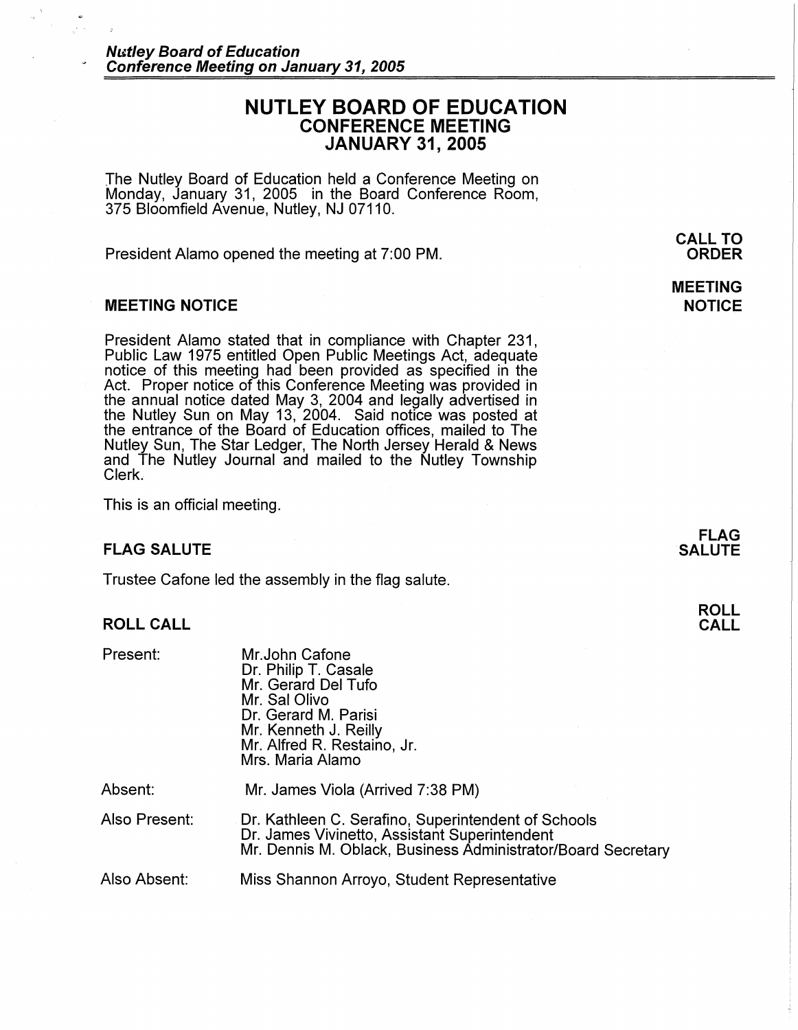# NUTLEY BOARD OF EDUCATION
## CONFERENCE MEETING
## JANUARY 31, 2005

The Nutley Board of Education held a Conference Meeting on Monday, January 31, 2005 in the Board Conference Room, 375 Bloomfield Avenue, Nutley, NJ 07110.

**CALL TO ORDER**

President Alamo opened the meeting at 7:00 PM.

### MEETING NOTICE

President Alamo stated that in compliance with Chapter 231, Public Law 1975 entitled Open Public Meetings Act, adequate notice of this meeting had been provided as specified in the Act. Proper notice of this Conference Meeting was provided in the annual notice dated May 3, 2004 and legally advertised in the Nutley Sun on May 13, 2004. Said notice was posted at the entrance of the Board of Education offices, mailed to The Nutley Sun, The Star Ledger, The North Jersey Herald & News and The Nutley Journal and mailed to the Nutley Township Clerk.

This is an official meeting.

### FLAG SALUTE

Trustee Cafone led the assembly in the flag salute.

### ROLL CALL

Present:
- Mr.John Cafone
- Dr. Philip T. Casale
- Mr. Gerard Del Tufo
- Mr. Sal Olivo
- Dr. Gerard M. Parisi
- Mr. Kenneth J. Reilly
- Mr. Alfred R. Restaino, Jr.
- Mrs. Maria Alamo

Absent: Mr. James Viola (Arrived 7:38 PM)

Also Present:
- Dr. Kathleen C. Serafino, Superintendent of Schools
- Dr. James Vivinetto, Assistant Superintendent
- Mr. Dennis M. Oblack, Business Administrator/Board Secretary

Also Absent: Miss Shannon Arroyo, Student Representative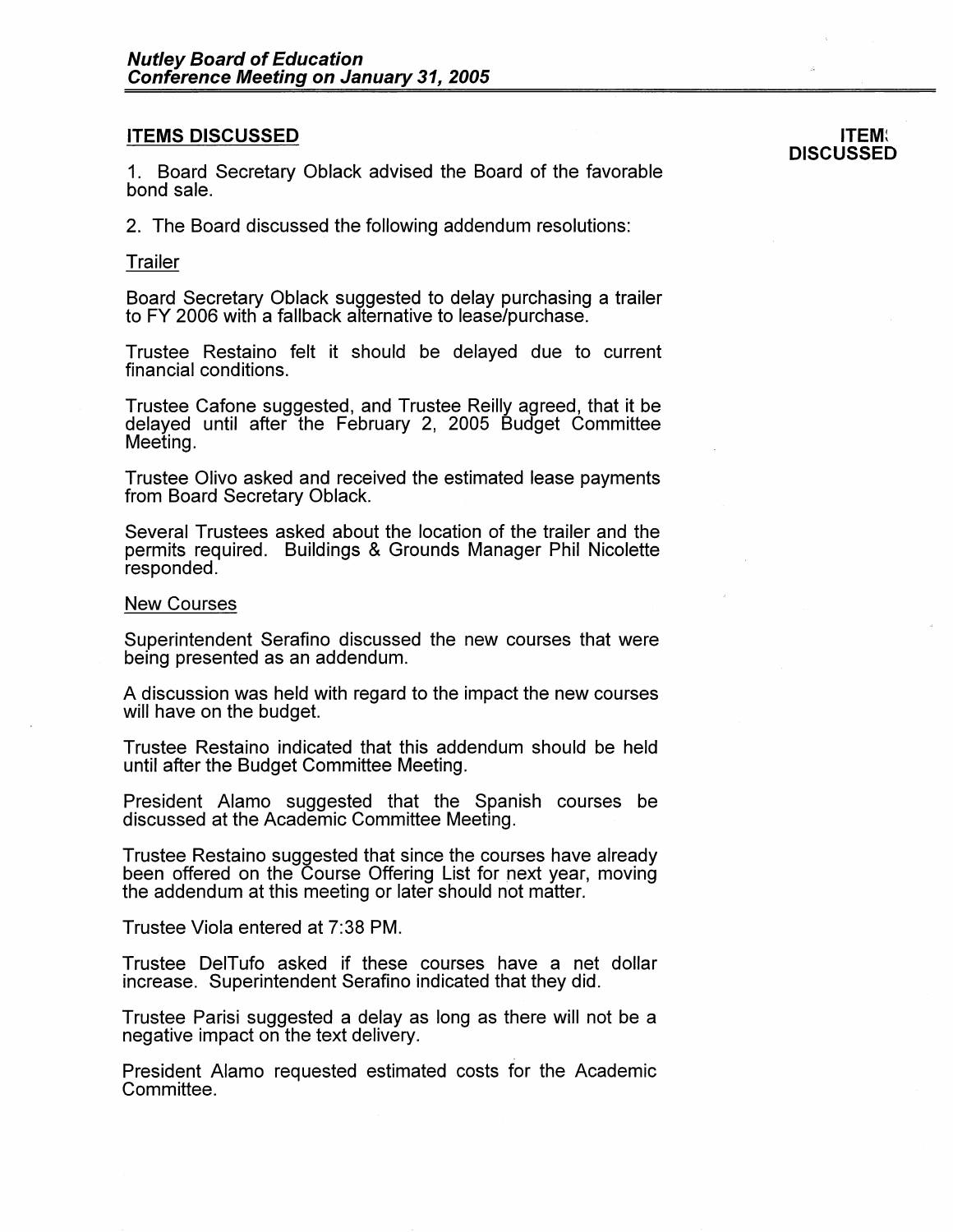## ITEMS DISCUSSED

**ITEMS DISCUSSED**

1. Board Secretary Oblack advised the Board of the favorable bond sale.

2. The Board discussed the following addendum resolutions:

Trailer

Board Secretary Oblack suggested to delay purchasing a trailer to FY 2006 with a fallback alternative to lease/purchase.

Trustee Restaino felt it should be delayed due to current financial conditions.

Trustee Cafone suggested, and Trustee Reilly agreed, that it be delayed until after the February 2, 2005 Budget Committee Meeting.

Trustee Olivo asked and received the estimated lease payments from Board Secretary Oblack.

Several Trustees asked about the location of the trailer and the permits required. Buildings & Grounds Manager Phil Nicolette responded.

New Courses

Superintendent Serafino discussed the new courses that were being presented as an addendum.

A discussion was held with regard to the impact the new courses will have on the budget.

Trustee Restaino indicated that this addendum should be held until after the Budget Committee Meeting.

President Alamo suggested that the Spanish courses be discussed at the Academic Committee Meeting.

Trustee Restaino suggested that since the courses have already been offered on the Course Offering List for next year, moving the addendum at this meeting or later should not matter.

Trustee Viola entered at 7:38 PM.

Trustee DelTufo asked if these courses have a net dollar increase. Superintendent Serafino indicated that they did.

Trustee Parisi suggested a delay as long as there will not be a negative impact on the text delivery.

President Alamo requested estimated costs for the Academic Committee.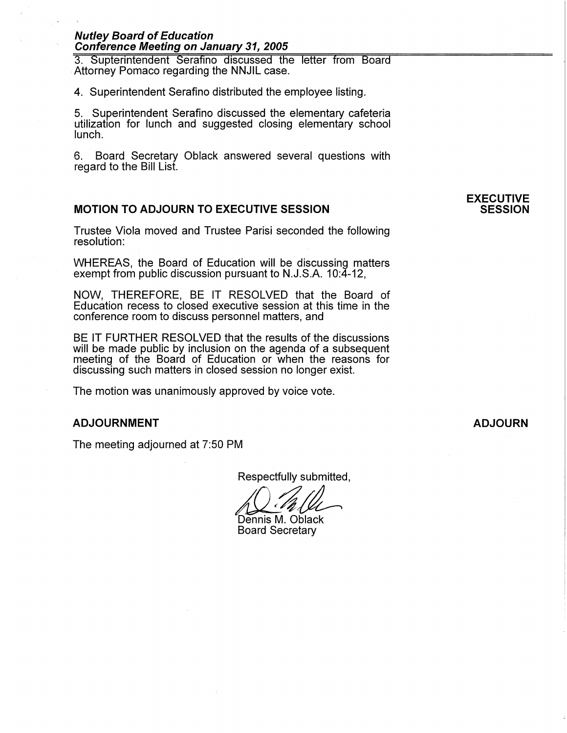3. Supterintendent Serafino discussed the letter from Board Attorney Pomaco regarding the NNJIL case.

4. Superintendent Serafino distributed the employee listing.

5. Superintendent Serafino discussed the elementary cafeteria utilization for lunch and suggested closing elementary school lunch.

6. Board Secretary Oblack answered several questions with regard to the Bill List.

## MOTION TO ADJOURN TO EXECUTIVE SESSION

**EXECUTIVE SESSION**

Trustee Viola moved and Trustee Parisi seconded the following resolution:

WHEREAS, the Board of Education will be discussing matters exempt from public discussion pursuant to N.J.S.A. 10:4-12,

NOW, THEREFORE, BE IT RESOLVED that the Board of Education recess to closed executive session at this time in the conference room to discuss personnel matters, and

BE IT FURTHER RESOLVED that the results of the discussions will be made public by inclusion on the agenda of a subsequent meeting of the Board of Education or when the reasons for discussing such matters in closed session no longer exist.

The motion was unanimously approved by voice vote.

## ADJOURNMENT

**ADJOURN**

The meeting adjourned at 7:50 PM

Respectfully submitted,

Dennis M. Oblack
Board Secretary